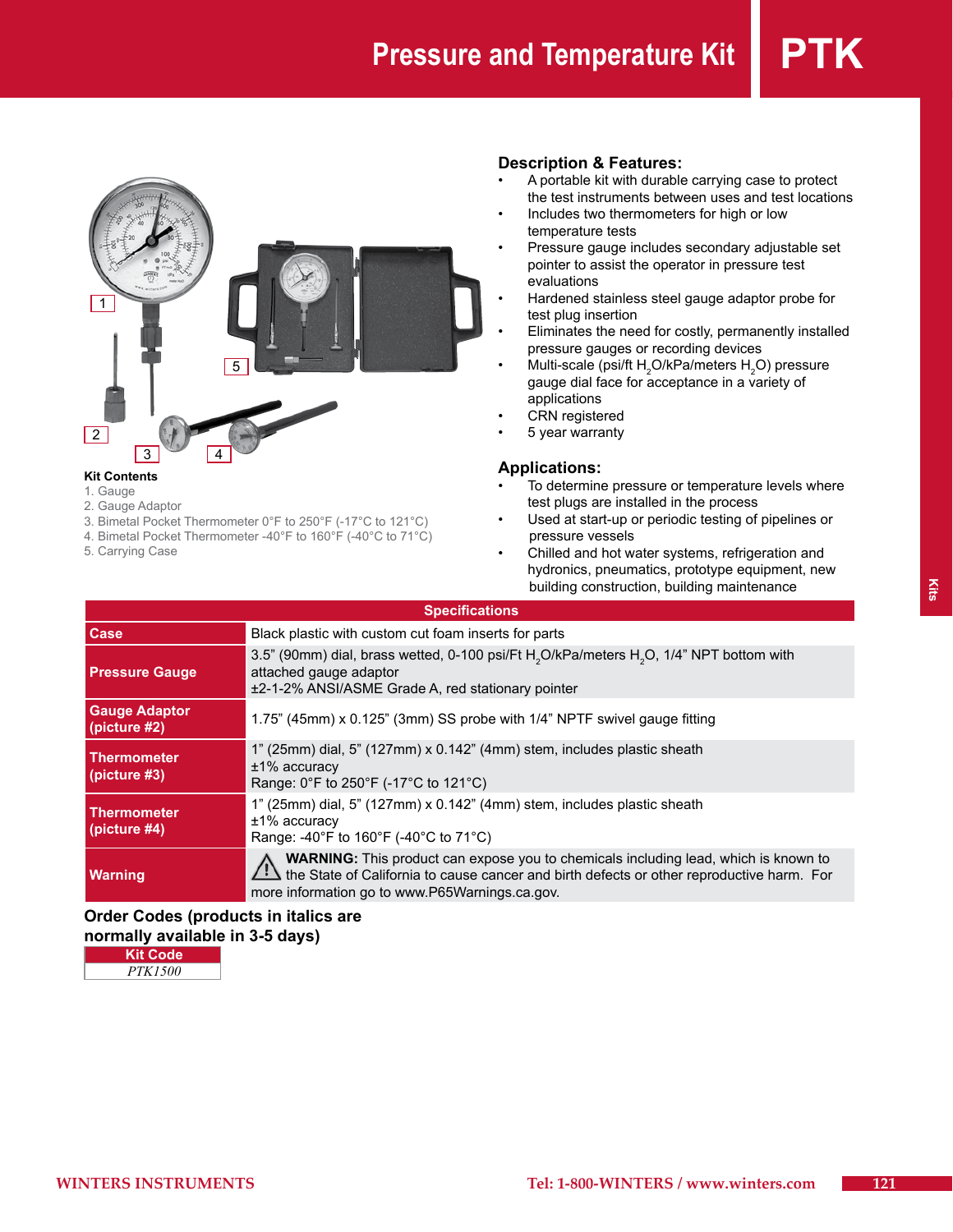# Pressure and Temperature Kit

# PTK

**Kit Contents**

1. Gauge
2. Gauge Adaptor
3. Bimetal Pocket Thermometer 0°F to 250°F (-17°C to 121°C)
4. Bimetal Pocket Thermometer -40°F to 160°F (-40°C to 71°C)
5. Carrying Case

## Description & Features:

- A portable kit with durable carrying case to protect the test instruments between uses and test locations
- Includes two thermometers for high or low temperature tests
- Pressure gauge includes secondary adjustable set pointer to assist the operator in pressure test evaluations
- Hardened stainless steel gauge adaptor probe for test plug insertion
- Eliminates the need for costly, permanently installed pressure gauges or recording devices
- Multi-scale (psi/ft $H_2O$/kPa/meters $H_2O$) pressure gauge dial face for acceptance in a variety of applications
- CRN registered
- 5 year warranty

## Applications:

- To determine pressure or temperature levels where test plugs are installed in the process
- Used at start-up or periodic testing of pipelines or pressure vessels
- Chilled and hot water systems, refrigeration and hydronics, pneumatics, prototype equipment, new building construction, building maintenance

| Specifications | |
|---|---|
| **Case** | Black plastic with custom cut foam inserts for parts |
| **Pressure Gauge** | 3.5" (90mm) dial, brass wetted, 0-100 psi/Ft $H_2O$/kPa/meters $H_2O$, 1/4" NPT bottom with attached gauge adaptor<br>±2-1-2% ANSI/ASME Grade A, red stationary pointer |
| **Gauge Adaptor (picture #2)** | 1.75" (45mm) x 0.125" (3mm) SS probe with 1/4" NPTF swivel gauge fitting |
| **Thermometer (picture #3)** | 1" (25mm) dial, 5" (127mm) x 0.142" (4mm) stem, includes plastic sheath<br>±1% accuracy<br>Range: 0°F to 250°F (-17°C to 121°C) |
| **Thermometer (picture #4)** | 1" (25mm) dial, 5" (127mm) x 0.142" (4mm) stem, includes plastic sheath<br>±1% accuracy<br>Range: -40°F to 160°F (-40°C to 71°C) |
| **Warning** | **WARNING:** This product can expose you to chemicals including lead, which is known to the State of California to cause cancer and birth defects or other reproductive harm. For more information go to www.P65Warnings.ca.gov. |

## Order Codes (products in italics are normally available in 3-5 days)

| Kit Code |
|---|
| *PTK1500* |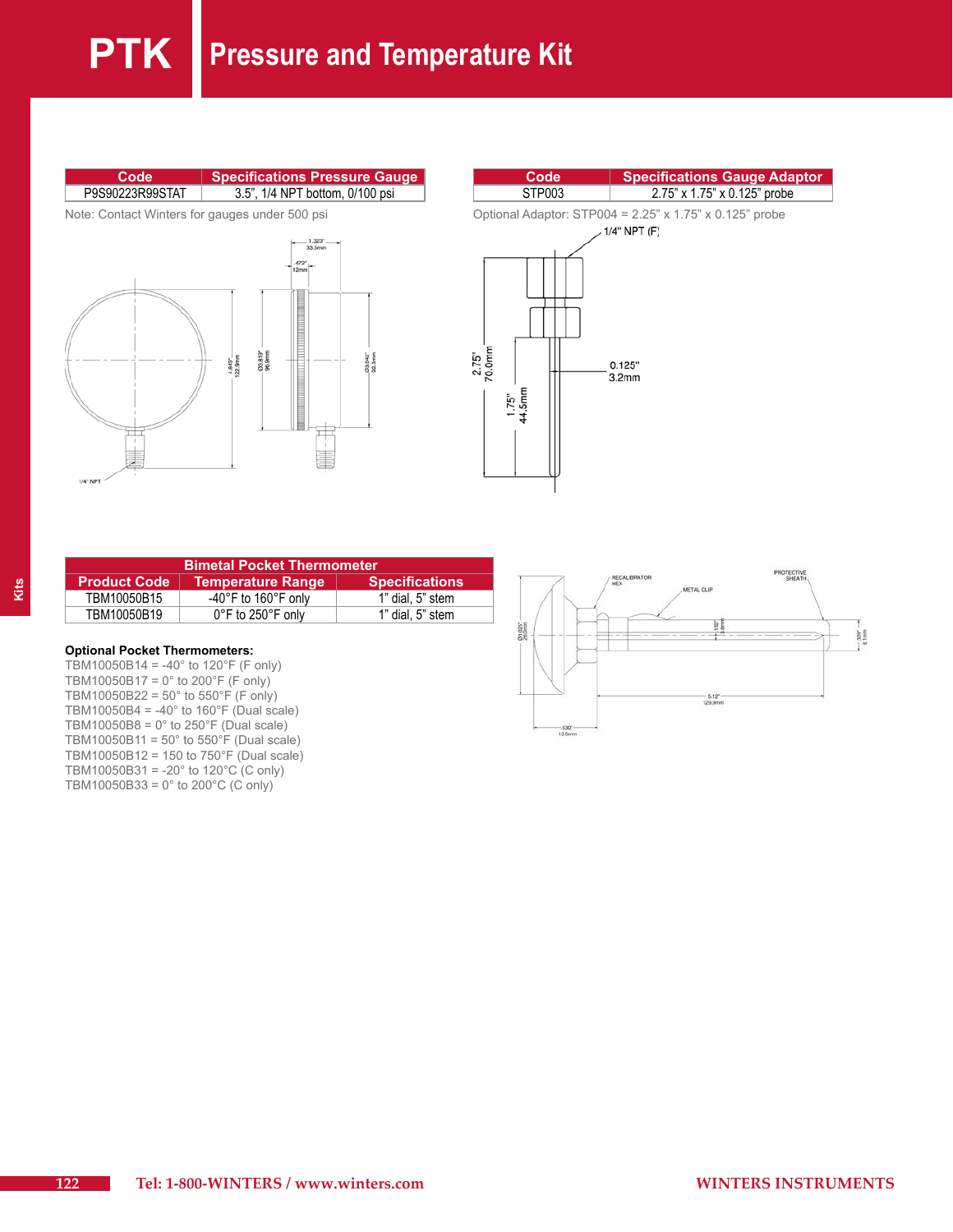# PTK Pressure and Temperature Kit

| Code | Specifications Pressure Gauge |
|---|---|
| P9S90223R99STAT | 3.5", 1/4 NPT bottom, 0/100 psi |

Note: Contact Winters for gauges under 500 psi

| Code | Specifications Gauge Adaptor |
|---|---|
| STP003 | 2.75" x 1.75" x 0.125" probe |

Optional Adaptor: STP004 = 2.25" x 1.75" x 0.125" probe

1.323"
33.5mm
.472"
12mm
4.843"
122.9mm
Ø3.819"
96.9mm
Ø3.642"
92.5mm
1/4" NPT

1/4" NPT (F)
2.75"
70.0mm
1.75"
44.5mm
0.125"
3.2mm

| Bimetal Pocket Thermometer | | |
|---|---|---|
| **Product Code** | **Temperature Range** | **Specifications** |
| TBM10050B15 | -40°F to 160°F only | 1" dial, 5" stem |
| TBM10050B19 | 0°F to 250°F only | 1" dial, 5" stem |

**Optional Pocket Thermometers:**

TBM10050B14 = -40° to 120°F (F only)
TBM10050B17 = 0° to 200°F (F only)
TBM10050B22 = 50° to 550°F (F only)
TBM10050B4 = -40° to 160°F (Dual scale)
TBM10050B8 = 0° to 250°F (Dual scale)
TBM10050B11 = 50° to 550°F (Dual scale)
TBM10050B12 = 150 to 750°F (Dual scale)
TBM10050B31 = -20° to 120°C (C only)
TBM10050B33 = 0° to 200°C (C only)

RECALIBRATOR HEX
METAL CLIP
PROTECTIVE SHEATH
Ø1.023"
26.0mm
.150"
3.8mm
.320"
8.1mm
5.12"
129.9mm
.530"
13.5mm